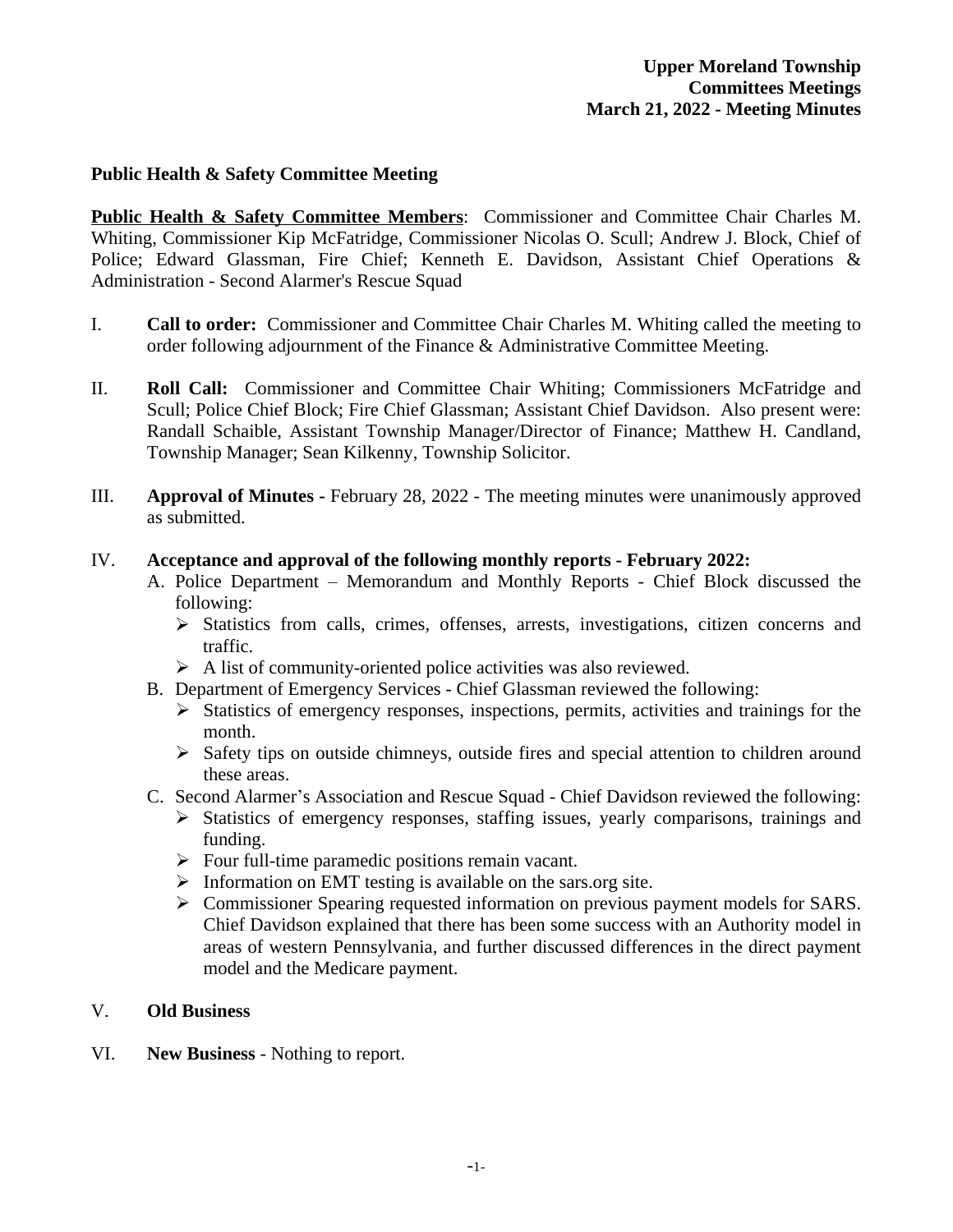**Upper Moreland Township**
**Committees Meetings**
**March 21, 2022 - Meeting Minutes**

## Public Health & Safety Committee Meeting

**Public Health & Safety Committee Members**: Commissioner and Committee Chair Charles M. Whiting, Commissioner Kip McFatridge, Commissioner Nicolas O. Scull; Andrew J. Block, Chief of Police; Edward Glassman, Fire Chief; Kenneth E. Davidson, Assistant Chief Operations & Administration - Second Alarmer's Rescue Squad

I. **Call to order:** Commissioner and Committee Chair Charles M. Whiting called the meeting to order following adjournment of the Finance & Administrative Committee Meeting.

II. **Roll Call:** Commissioner and Committee Chair Whiting; Commissioners McFatridge and Scull; Police Chief Block; Fire Chief Glassman; Assistant Chief Davidson. Also present were: Randall Schaible, Assistant Township Manager/Director of Finance; Matthew H. Candland, Township Manager; Sean Kilkenny, Township Solicitor.

III. **Approval of Minutes -** February 28, 2022 - The meeting minutes were unanimously approved as submitted.

IV. **Acceptance and approval of the following monthly reports - February 2022:**

A. Police Department – Memorandum and Monthly Reports - Chief Block discussed the following:
- Statistics from calls, crimes, offenses, arrests, investigations, citizen concerns and traffic.
- A list of community-oriented police activities was also reviewed.

B. Department of Emergency Services - Chief Glassman reviewed the following:
- Statistics of emergency responses, inspections, permits, activities and trainings for the month.
- Safety tips on outside chimneys, outside fires and special attention to children around these areas.

C. Second Alarmer's Association and Rescue Squad - Chief Davidson reviewed the following:
- Statistics of emergency responses, staffing issues, yearly comparisons, trainings and funding.
- Four full-time paramedic positions remain vacant.
- Information on EMT testing is available on the sars.org site.
- Commissioner Spearing requested information on previous payment models for SARS. Chief Davidson explained that there has been some success with an Authority model in areas of western Pennsylvania, and further discussed differences in the direct payment model and the Medicare payment.

V. **Old Business**

VI. **New Business** - Nothing to report.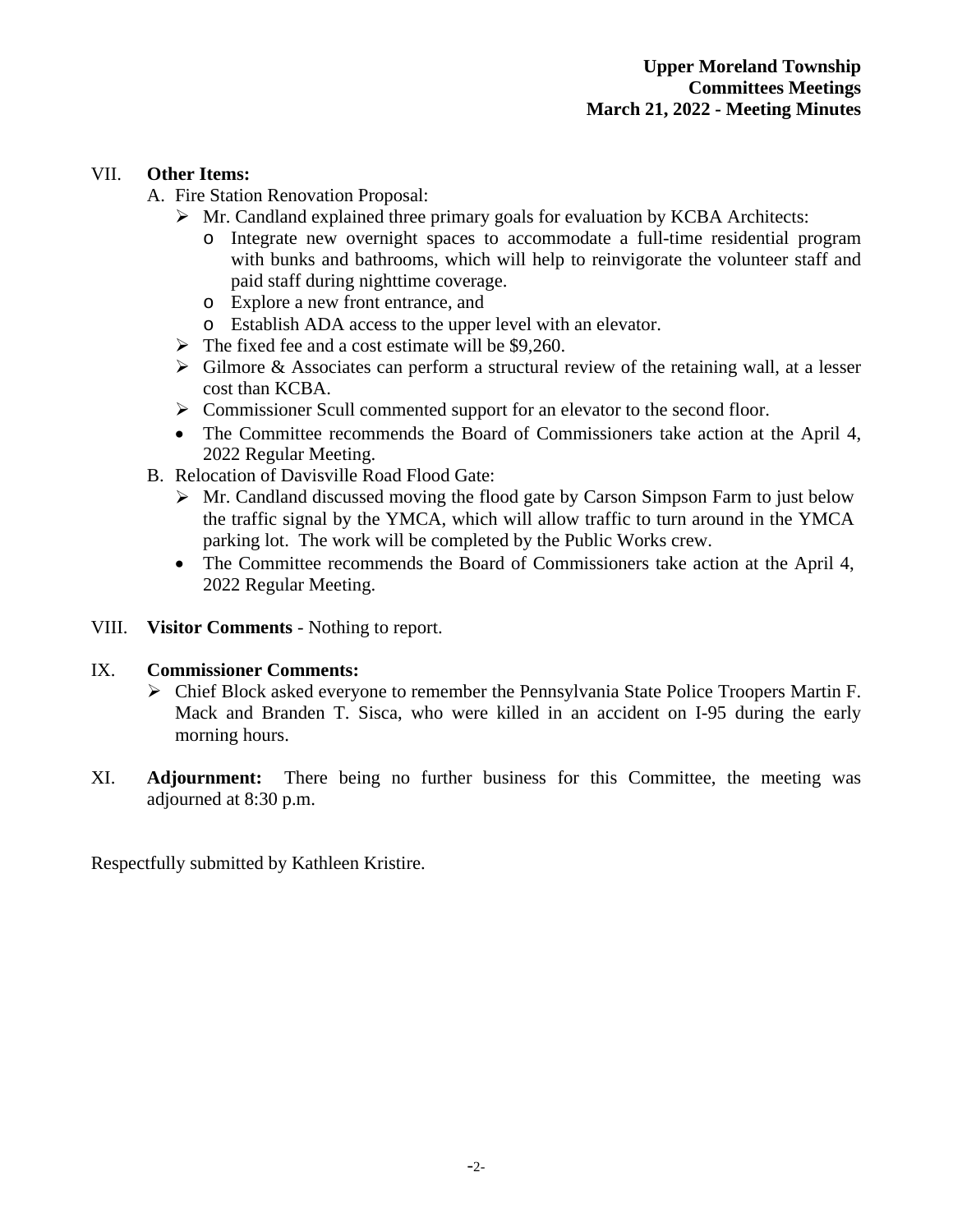VII. **Other Items:**

A. Fire Station Renovation Proposal:

- Mr. Candland explained three primary goals for evaluation by KCBA Architects:
  - Integrate new overnight spaces to accommodate a full-time residential program with bunks and bathrooms, which will help to reinvigorate the volunteer staff and paid staff during nighttime coverage.
  - Explore a new front entrance, and
  - Establish ADA access to the upper level with an elevator.
- The fixed fee and a cost estimate will be $9,260.
- Gilmore & Associates can perform a structural review of the retaining wall, at a lesser cost than KCBA.
- Commissioner Scull commented support for an elevator to the second floor.
- The Committee recommends the Board of Commissioners take action at the April 4, 2022 Regular Meeting.

B. Relocation of Davisville Road Flood Gate:

- Mr. Candland discussed moving the flood gate by Carson Simpson Farm to just below the traffic signal by the YMCA, which will allow traffic to turn around in the YMCA parking lot. The work will be completed by the Public Works crew.
- The Committee recommends the Board of Commissioners take action at the April 4, 2022 Regular Meeting.

VIII. **Visitor Comments** - Nothing to report.

IX. **Commissioner Comments:**

- Chief Block asked everyone to remember the Pennsylvania State Police Troopers Martin F. Mack and Branden T. Sisca, who were killed in an accident on I-95 during the early morning hours.

XI. **Adjournment:** There being no further business for this Committee, the meeting was adjourned at 8:30 p.m.

Respectfully submitted by Kathleen Kristire.